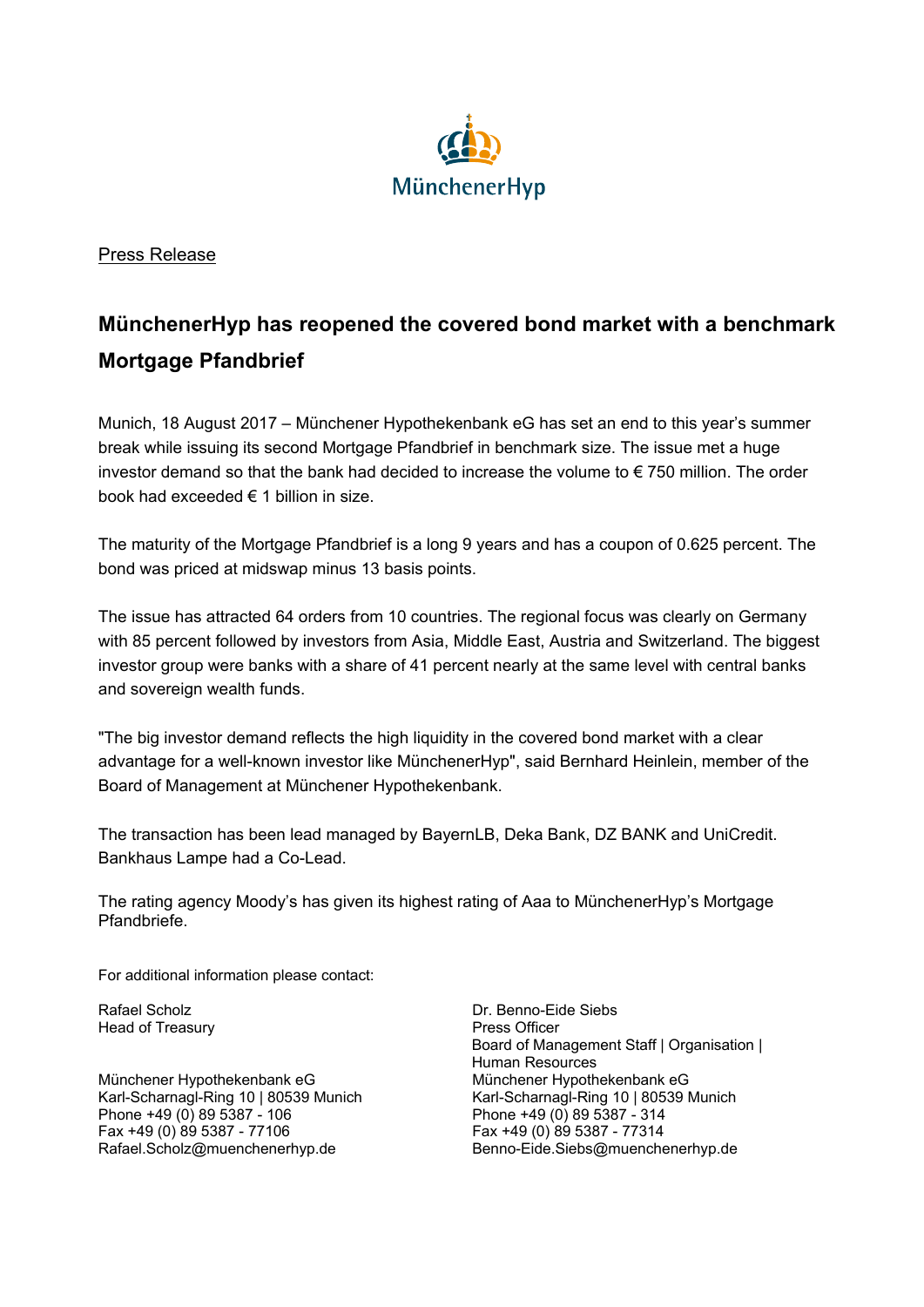MünchenerHyp

Press Release

# MünchenerHyp has reopened the covered bond market with a benchmark Mortgage Pfandbrief

Munich, 18 August 2017 – Münchener Hypothekenbank eG has set an end to this year's summer break while issuing its second Mortgage Pfandbrief in benchmark size. The issue met a huge investor demand so that the bank had decided to increase the volume to € 750 million. The order book had exceeded € 1 billion in size.

The maturity of the Mortgage Pfandbrief is a long 9 years and has a coupon of 0.625 percent. The bond was priced at midswap minus 13 basis points.

The issue has attracted 64 orders from 10 countries. The regional focus was clearly on Germany with 85 percent followed by investors from Asia, Middle East, Austria and Switzerland. The biggest investor group were banks with a share of 41 percent nearly at the same level with central banks and sovereign wealth funds.

"The big investor demand reflects the high liquidity in the covered bond market with a clear advantage for a well-known investor like MünchenerHyp", said Bernhard Heinlein, member of the Board of Management at Münchener Hypothekenbank.

The transaction has been lead managed by BayernLB, Deka Bank, DZ BANK and UniCredit. Bankhaus Lampe had a Co-Lead.

The rating agency Moody's has given its highest rating of Aaa to MünchenerHyp's Mortgage Pfandbriefe.

For additional information please contact:

Rafael Scholz
Head of Treasury

Münchener Hypothekenbank eG
Karl-Scharnagl-Ring 10 | 80539 Munich
Phone +49 (0) 89 5387 - 106
Fax +49 (0) 89 5387 - 77106
Rafael.Scholz@muenchenerhyp.de

Dr. Benno-Eide Siebs
Press Officer
Board of Management Staff | Organisation | Human Resources
Münchener Hypothekenbank eG
Karl-Scharnagl-Ring 10 | 80539 Munich
Phone +49 (0) 89 5387 - 314
Fax +49 (0) 89 5387 - 77314
Benno-Eide.Siebs@muenchenerhyp.de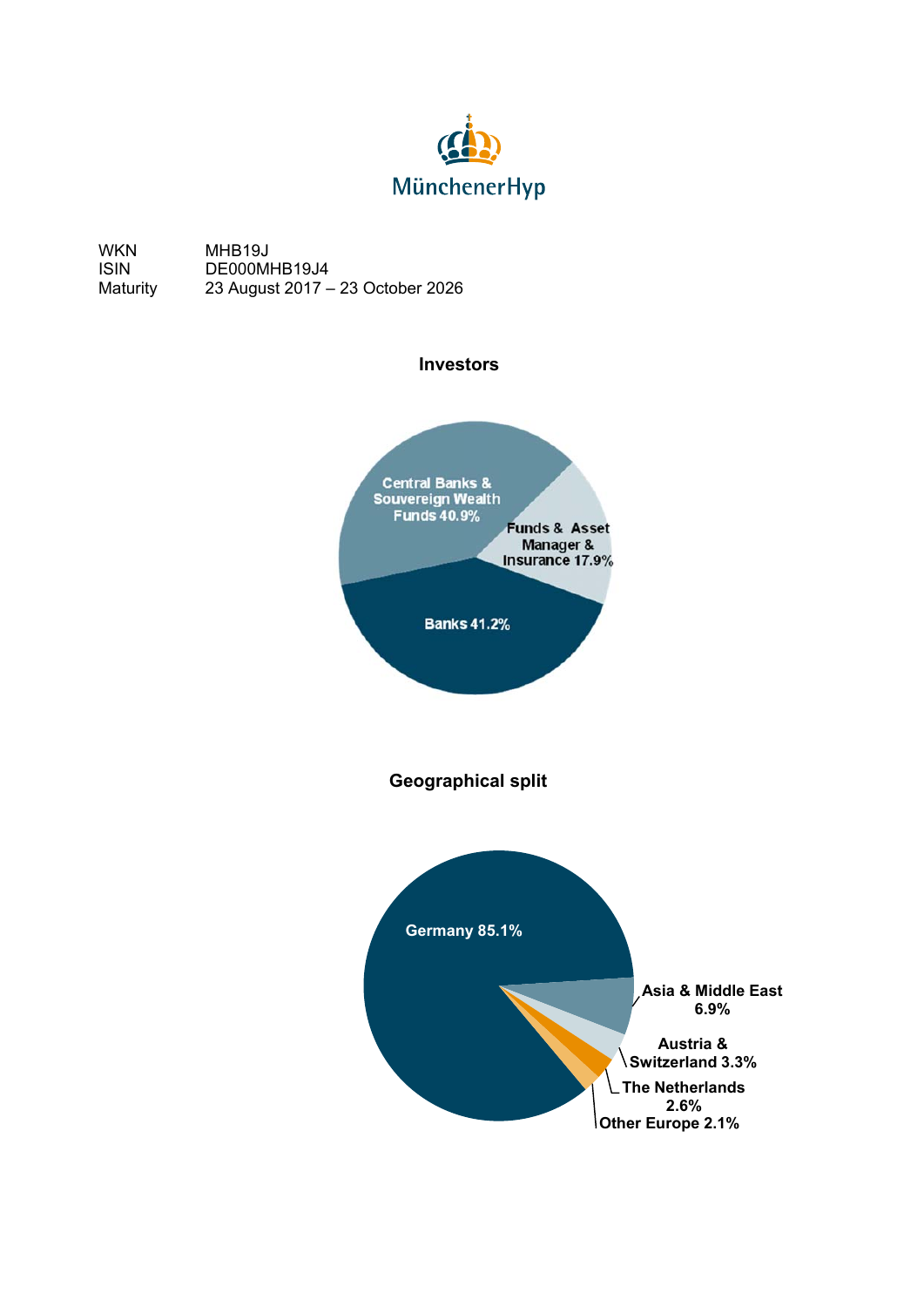MünchenerHyp

WKN MHB19J
ISIN DE000MHB19J4
Maturity 23 August 2017 – 23 October 2026

## Investors

Central Banks & Souvereign Wealth Funds 40.9%
Funds & Asset Manager & Insurance 17.9%
Banks 41.2%

## Geographical split

Germany 85.1%
Asia & Middle East 6.9%
Austria & Switzerland 3.3%
The Netherlands 2.6%
Other Europe 2.1%